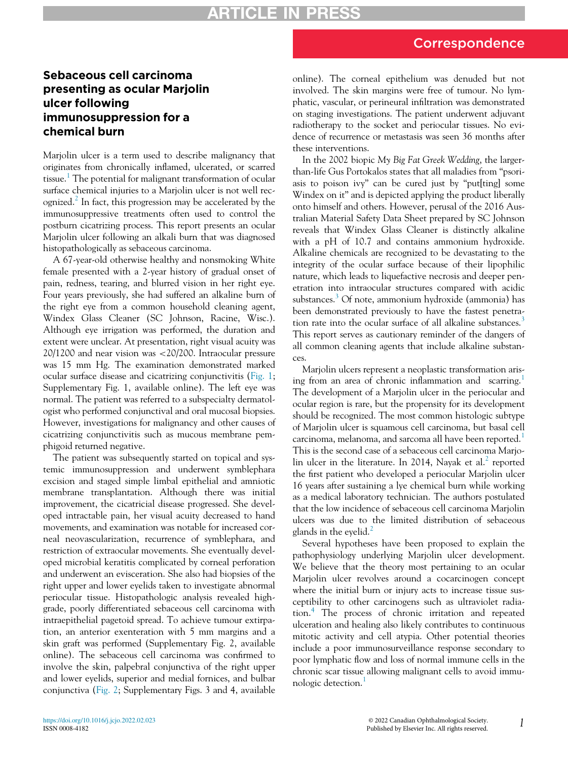Correspondence

# Sebaceous cell carcinoma presenting as ocular Marjolin ulcer following immunosuppression for a chemical burn

Marjolin ulcer is a term used to describe malignancy that originates from chronically inflamed, ulcerated, or scarred tissue.[1] The potential for malignant transformation of ocular surface chemical injuries to a Marjolin ulcer is not well recognized.[2] In fact, this progression may be accelerated by the immunosuppressive treatments often used to control the postburn cicatrizing process. This report presents an ocular Marjolin ulcer following an alkali burn that was diagnosed histopathologically as sebaceous carcinoma.

A 67-year-old otherwise healthy and nonsmoking White female presented with a 2-year history of gradual onset of pain, redness, tearing, and blurred vision in her right eye. Four years previously, she had suffered an alkaline burn of the right eye from a common household cleaning agent, Windex Glass Cleaner (SC Johnson, Racine, Wisc.). Although eye irrigation was performed, the duration and extent were unclear. At presentation, right visual acuity was 20/1200 and near vision was <20/200. Intraocular pressure was 15 mm Hg. The examination demonstrated marked ocular surface disease and cicatrizing conjunctivitis (Fig. 1; Supplementary Fig. 1, available online). The left eye was normal. The patient was referred to a subspecialty dermatologist who performed conjunctival and oral mucosal biopsies. However, investigations for malignancy and other causes of cicatrizing conjunctivitis such as mucous membrane pemphigoid returned negative.

The patient was subsequently started on topical and systemic immunosuppression and underwent symblephara excision and staged simple limbal epithelial and amniotic membrane transplantation. Although there was initial improvement, the cicatricial disease progressed. She developed intractable pain, her visual acuity decreased to hand movements, and examination was notable for increased corneal neovascularization, recurrence of symblephara, and restriction of extraocular movements. She eventually developed microbial keratitis complicated by corneal perforation and underwent an evisceration. She also had biopsies of the right upper and lower eyelids taken to investigate abnormal periocular tissue. Histopathologic analysis revealed high-grade, poorly differentiated sebaceous cell carcinoma with intraepithelial pagetoid spread. To achieve tumour extirpation, an anterior exenteration with 5 mm margins and a skin graft was performed (Supplementary Fig. 2, available online). The sebaceous cell carcinoma was confirmed to involve the skin, palpebral conjunctiva of the right upper and lower eyelids, superior and medial fornices, and bulbar conjunctiva (Fig. 2; Supplementary Figs. 3 and 4, available online). The corneal epithelium was denuded but not involved. The skin margins were free of tumour. No lymphatic, vascular, or perineural infiltration was demonstrated on staging investigations. The patient underwent adjuvant radiotherapy to the socket and periocular tissues. No evidence of recurrence or metastasis was seen 36 months after these interventions.

In the 2002 biopic *My Big Fat Greek Wedding*, the larger-than-life Gus Portokalos states that all maladies from "psoriasis to poison ivy" can be cured just by "put[ting] some Windex on it" and is depicted applying the product liberally onto himself and others. However, perusal of the 2016 Australian Material Safety Data Sheet prepared by SC Johnson reveals that Windex Glass Cleaner is distinctly alkaline with a pH of 10.7 and contains ammonium hydroxide. Alkaline chemicals are recognized to be devastating to the integrity of the ocular surface because of their lipophilic nature, which leads to liquefactive necrosis and deeper penetration into intraocular structures compared with acidic substances.[3] Of note, ammonium hydroxide (ammonia) has been demonstrated previously to have the fastest penetration rate into the ocular surface of all alkaline substances.[3] This report serves as cautionary reminder of the dangers of all common cleaning agents that include alkaline substances.

Marjolin ulcers represent a neoplastic transformation arising from an area of chronic inflammation and scarring.[1] The development of a Marjolin ulcer in the periocular and ocular region is rare, but the propensity for its development should be recognized. The most common histologic subtype of Marjolin ulcer is squamous cell carcinoma, but basal cell carcinoma, melanoma, and sarcoma all have been reported.[1] This is the second case of a sebaceous cell carcinoma Marjolin ulcer in the literature. In 2014, Nayak et al.[2] reported the first patient who developed a periocular Marjolin ulcer 16 years after sustaining a lye chemical burn while working as a medical laboratory technician. The authors postulated that the low incidence of sebaceous cell carcinoma Marjolin ulcers was due to the limited distribution of sebaceous glands in the eyelid.[2]

Several hypotheses have been proposed to explain the pathophysiology underlying Marjolin ulcer development. We believe that the theory most pertaining to an ocular Marjolin ulcer revolves around a cocarcinogen concept where the initial burn or injury acts to increase tissue susceptibility to other carcinogens such as ultraviolet radiation.[4] The process of chronic irritation and repeated ulceration and healing also likely contributes to continuous mitotic activity and cell atypia. Other potential theories include a poor immunosurveillance response secondary to poor lymphatic flow and loss of normal immune cells in the chronic scar tissue allowing malignant cells to avoid immunologic detection.[1]

https://doi.org/10.1016/j.jcjo.2022.02.023
ISSN 0008-4182

© 2022 Canadian Ophthalmological Society. Published by Elsevier Inc. All rights reserved.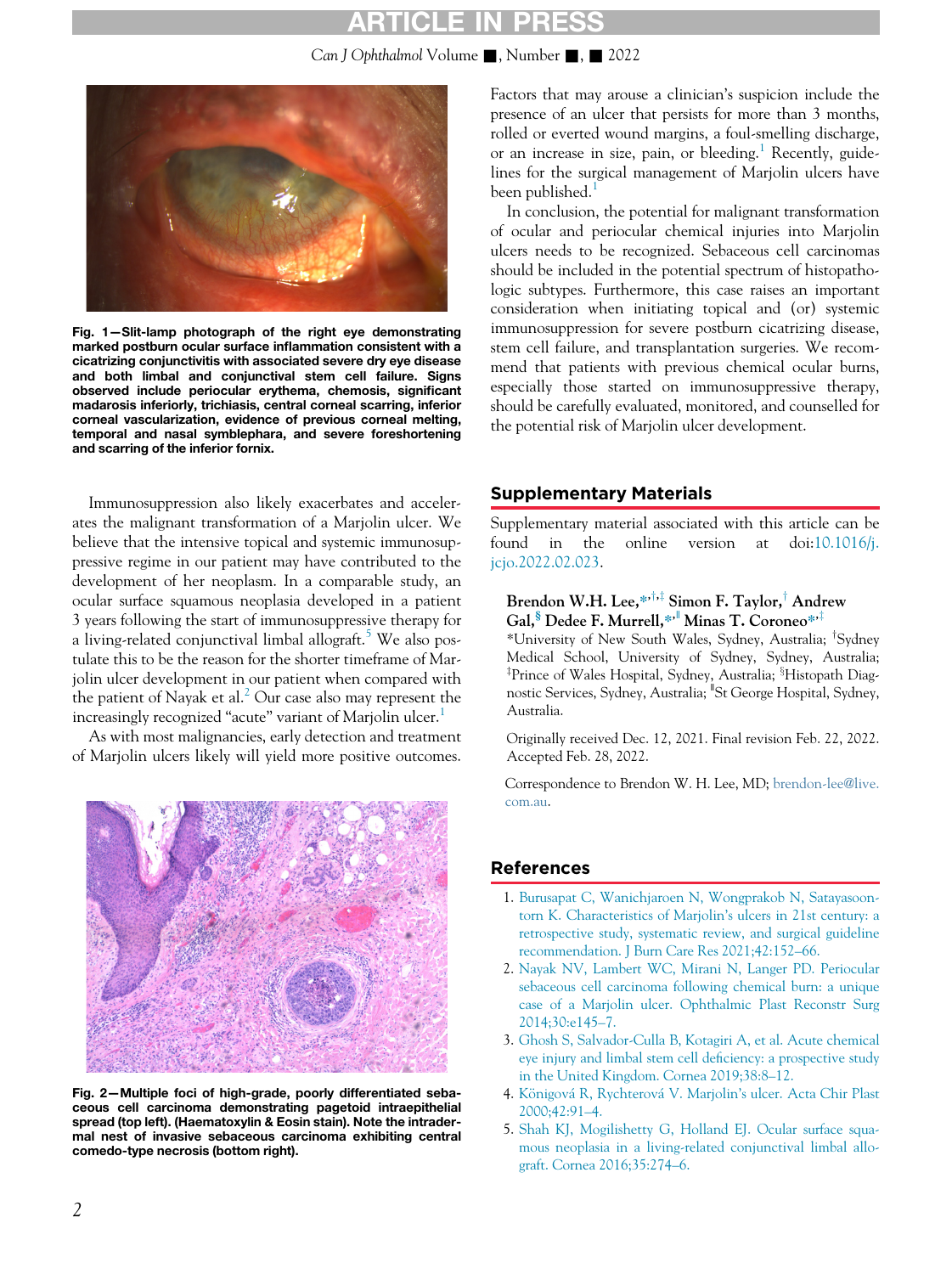Fig. 1—Slit-lamp photograph of the right eye demonstrating marked postburn ocular surface inflammation consistent with a cicatrizing conjunctivitis with associated severe dry eye disease and both limbal and conjunctival stem cell failure. Signs observed include periocular erythema, chemosis, significant madarosis inferiorly, trichiasis, central corneal scarring, inferior corneal vascularization, evidence of previous corneal melting, temporal and nasal symblephara, and severe foreshortening and scarring of the inferior fornix.

Immunosuppression also likely exacerbates and accelerates the malignant transformation of a Marjolin ulcer. We believe that the intensive topical and systemic immunosuppressive regime in our patient may have contributed to the development of her neoplasm. In a comparable study, an ocular surface squamous neoplasia developed in a patient 3 years following the start of immunosuppressive therapy for a living-related conjunctival limbal allograft.[5] We also postulate this to be the reason for the shorter timeframe of Marjolin ulcer development in our patient when compared with the patient of Nayak et al.[2] Our case also may represent the increasingly recognized "acute" variant of Marjolin ulcer.[1]

As with most malignancies, early detection and treatment of Marjolin ulcers likely will yield more positive outcomes.

Fig. 2—Multiple foci of high-grade, poorly differentiated sebaceous cell carcinoma demonstrating pagetoid intraepithelial spread (top left). (Haematoxylin & Eosin stain). Note the intradermal nest of invasive sebaceous carcinoma exhibiting central comedo-type necrosis (bottom right).

Factors that may arouse a clinician's suspicion include the presence of an ulcer that persists for more than 3 months, rolled or everted wound margins, a foul-smelling discharge, or an increase in size, pain, or bleeding.[1] Recently, guidelines for the surgical management of Marjolin ulcers have been published.[1]

In conclusion, the potential for malignant transformation of ocular and periocular chemical injuries into Marjolin ulcers needs to be recognized. Sebaceous cell carcinomas should be included in the potential spectrum of histopathologic subtypes. Furthermore, this case raises an important consideration when initiating topical and (or) systemic immunosuppression for severe postburn cicatrizing disease, stem cell failure, and transplantation surgeries. We recommend that patients with previous chemical ocular burns, especially those started on immunosuppressive therapy, should be carefully evaluated, monitored, and counselled for the potential risk of Marjolin ulcer development.

## Supplementary Materials

Supplementary material associated with this article can be found in the online version at doi:10.1016/j.jcjo.2022.02.023.

**Brendon W.H. Lee,[*,†,‡] Simon F. Taylor,[†] Andrew Gal,[§] Dedee F. Murrell,[*,‖] Minas T. Coroneo[*,‡]**

[*]University of New South Wales, Sydney, Australia; [†]Sydney Medical School, University of Sydney, Sydney, Australia; [‡]Prince of Wales Hospital, Sydney, Australia; [§]Histopath Diagnostic Services, Sydney, Australia; [‖]St George Hospital, Sydney, Australia.

Originally received Dec. 12, 2021. Final revision Feb. 22, 2022. Accepted Feb. 28, 2022.

Correspondence to Brendon W. H. Lee, MD; brendon-lee@live.com.au.

## References

1. Burusapat C, Wanichjaroen N, Wongprakob N, Satayasoontorn K. Characteristics of Marjolin's ulcers in 21st century: a retrospective study, systematic review, and surgical guideline recommendation. J Burn Care Res 2021;42:152–66.
2. Nayak NV, Lambert WC, Mirani N, Langer PD. Periocular sebaceous cell carcinoma following chemical burn: a unique case of a Marjolin ulcer. Ophthalmic Plast Reconstr Surg 2014;30:e145–7.
3. Ghosh S, Salvador-Culla B, Kotagiri A, et al. Acute chemical eye injury and limbal stem cell deficiency: a prospective study in the United Kingdom. Cornea 2019;38:8–12.
4. Königová R, Rychterová V. Marjolin's ulcer. Acta Chir Plast 2000;42:91–4.
5. Shah KJ, Mogilishetty G, Holland EJ. Ocular surface squamous neoplasia in a living-related conjunctival limbal allograft. Cornea 2016;35:274–6.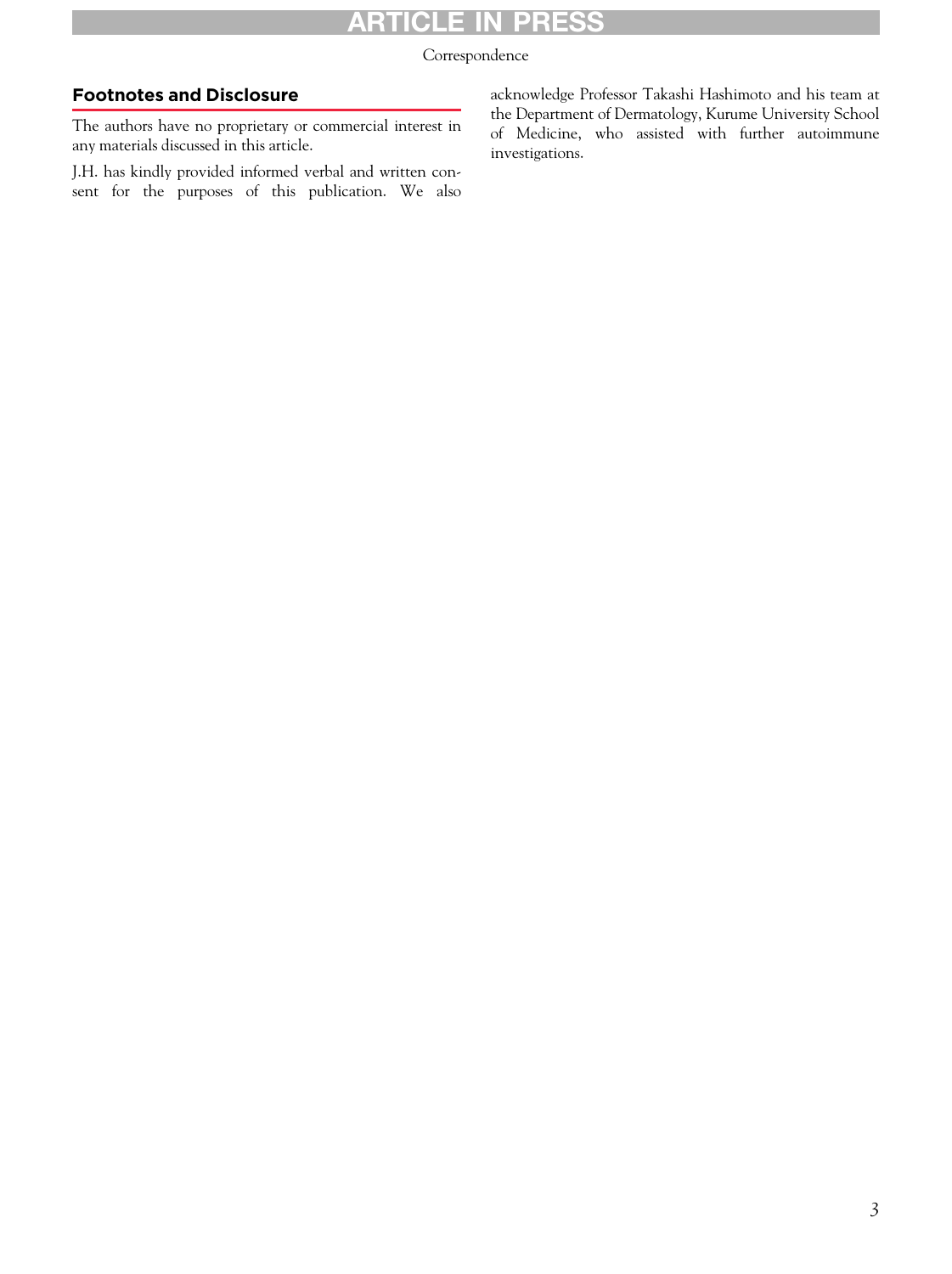## Footnotes and Disclosure

The authors have no proprietary or commercial interest in any materials discussed in this article.

J.H. has kindly provided informed verbal and written consent for the purposes of this publication. We also acknowledge Professor Takashi Hashimoto and his team at the Department of Dermatology, Kurume University School of Medicine, who assisted with further autoimmune investigations.